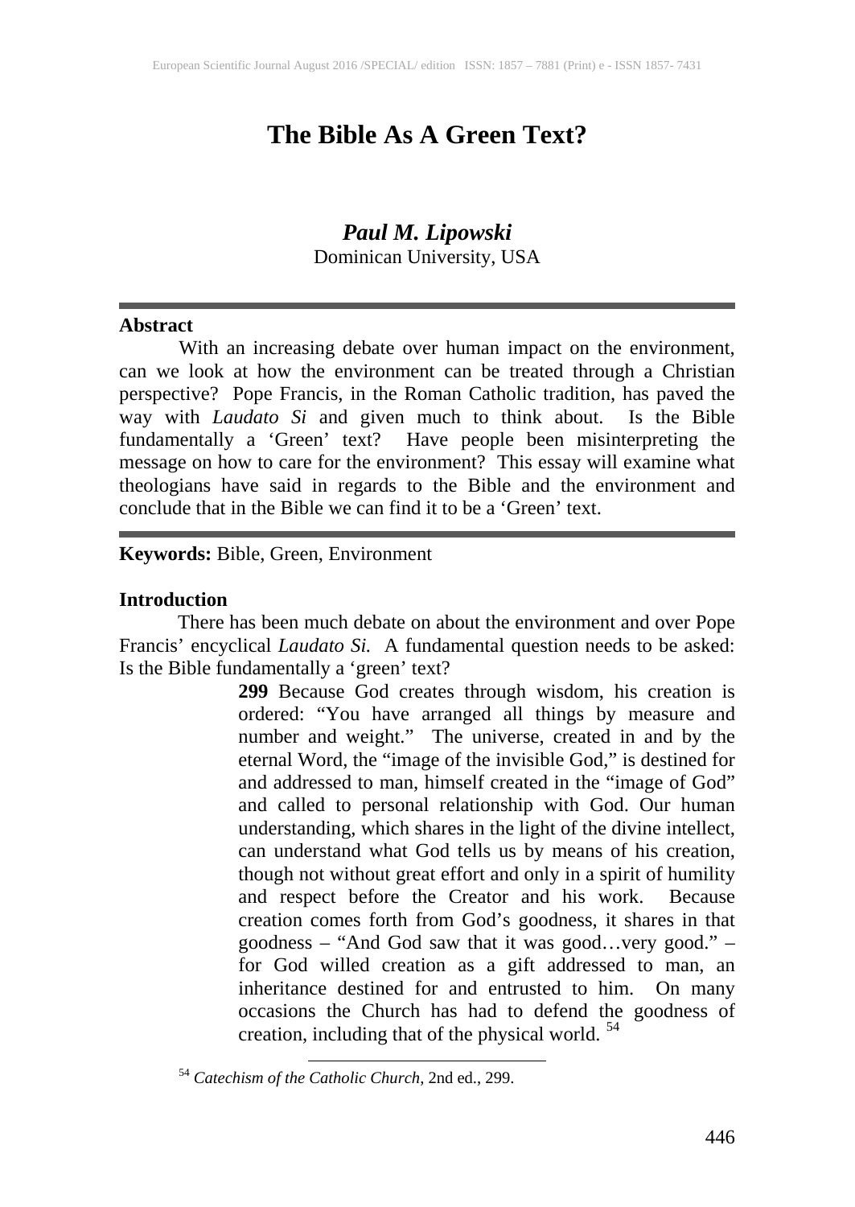# The Bible As A Green Text?

***Paul M. Lipowski***
Dominican University, USA

---

**Abstract**

With an increasing debate over human impact on the environment, can we look at how the environment can be treated through a Christian perspective? Pope Francis, in the Roman Catholic tradition, has paved the way with *Laudato Si* and given much to think about. Is the Bible fundamentally a 'Green' text? Have people been misinterpreting the message on how to care for the environment? This essay will examine what theologians have said in regards to the Bible and the environment and conclude that in the Bible we can find it to be a 'Green' text.

---

**Keywords:** Bible, Green, Environment

## Introduction

There has been much debate on about the environment and over Pope Francis' encyclical *Laudato Si.* A fundamental question needs to be asked: Is the Bible fundamentally a 'green' text?

> **299** Because God creates through wisdom, his creation is ordered: "You have arranged all things by measure and number and weight." The universe, created in and by the eternal Word, the "image of the invisible God," is destined for and addressed to man, himself created in the "image of God" and called to personal relationship with God. Our human understanding, which shares in the light of the divine intellect, can understand what God tells us by means of his creation, though not without great effort and only in a spirit of humility and respect before the Creator and his work. Because creation comes forth from God's goodness, it shares in that goodness – "And God saw that it was good…very good." – for God willed creation as a gift addressed to man, an inheritance destined for and entrusted to him. On many occasions the Church has had to defend the goodness of creation, including that of the physical world. [54]

[54] *Catechism of the Catholic Church*, 2nd ed., 299.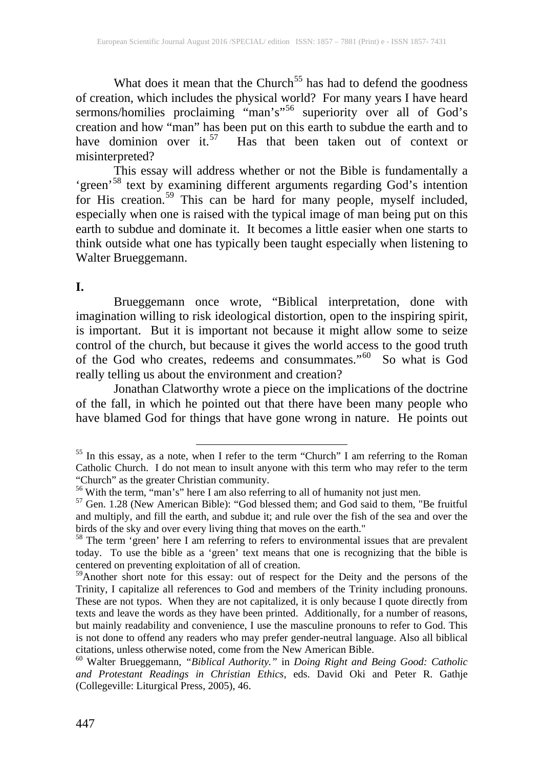What does it mean that the Church[55] has had to defend the goodness of creation, which includes the physical world? For many years I have heard sermons/homilies proclaiming "man's"[56] superiority over all of God's creation and how "man" has been put on this earth to subdue the earth and to have dominion over it.[57] Has that been taken out of context or misinterpreted?

This essay will address whether or not the Bible is fundamentally a 'green'[58] text by examining different arguments regarding God's intention for His creation.[59] This can be hard for many people, myself included, especially when one is raised with the typical image of man being put on this earth to subdue and dominate it. It becomes a little easier when one starts to think outside what one has typically been taught especially when listening to Walter Brueggemann.

**I.**

Brueggemann once wrote, "Biblical interpretation, done with imagination willing to risk ideological distortion, open to the inspiring spirit, is important. But it is important not because it might allow some to seize control of the church, but because it gives the world access to the good truth of the God who creates, redeems and consummates."[60] So what is God really telling us about the environment and creation?

Jonathan Clatworthy wrote a piece on the implications of the doctrine of the fall, in which he pointed out that there have been many people who have blamed God for things that have gone wrong in nature. He points out

---

[55] In this essay, as a note, when I refer to the term "Church" I am referring to the Roman Catholic Church. I do not mean to insult anyone with this term who may refer to the term "Church" as the greater Christian community.

[56] With the term, "man's" here I am also referring to all of humanity not just men.

[57] Gen. 1.28 (New American Bible): "God blessed them; and God said to them, "Be fruitful and multiply, and fill the earth, and subdue it; and rule over the fish of the sea and over the birds of the sky and over every living thing that moves on the earth."

[58] The term 'green' here I am referring to refers to environmental issues that are prevalent today. To use the bible as a 'green' text means that one is recognizing that the bible is centered on preventing exploitation of all of creation.

[59] Another short note for this essay: out of respect for the Deity and the persons of the Trinity, I capitalize all references to God and members of the Trinity including pronouns. These are not typos. When they are not capitalized, it is only because I quote directly from texts and leave the words as they have been printed. Additionally, for a number of reasons, but mainly readability and convenience, I use the masculine pronouns to refer to God. This is not done to offend any readers who may prefer gender-neutral language. Also all biblical citations, unless otherwise noted, come from the New American Bible.

[60] Walter Brueggemann, *"Biblical Authority."* in *Doing Right and Being Good: Catholic and Protestant Readings in Christian Ethics*, eds. David Oki and Peter R. Gathje (Collegeville: Liturgical Press, 2005), 46.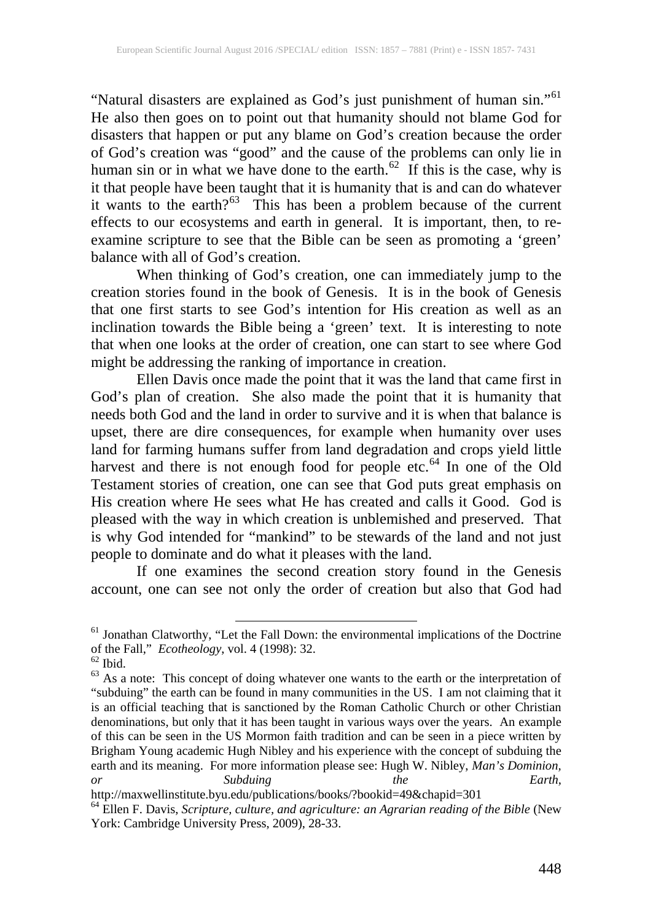"Natural disasters are explained as God's just punishment of human sin."[61] He also then goes on to point out that humanity should not blame God for disasters that happen or put any blame on God's creation because the order of God's creation was "good" and the cause of the problems can only lie in human sin or in what we have done to the earth.[62] If this is the case, why is it that people have been taught that it is humanity that is and can do whatever it wants to the earth?[63] This has been a problem because of the current effects to our ecosystems and earth in general. It is important, then, to re-examine scripture to see that the Bible can be seen as promoting a 'green' balance with all of God's creation.

When thinking of God's creation, one can immediately jump to the creation stories found in the book of Genesis. It is in the book of Genesis that one first starts to see God's intention for His creation as well as an inclination towards the Bible being a 'green' text. It is interesting to note that when one looks at the order of creation, one can start to see where God might be addressing the ranking of importance in creation.

Ellen Davis once made the point that it was the land that came first in God's plan of creation. She also made the point that it is humanity that needs both God and the land in order to survive and it is when that balance is upset, there are dire consequences, for example when humanity over uses land for farming humans suffer from land degradation and crops yield little harvest and there is not enough food for people etc.[64] In one of the Old Testament stories of creation, one can see that God puts great emphasis on His creation where He sees what He has created and calls it Good. God is pleased with the way in which creation is unblemished and preserved. That is why God intended for "mankind" to be stewards of the land and not just people to dominate and do what it pleases with the land.

If one examines the second creation story found in the Genesis account, one can see not only the order of creation but also that God had

---

[61] Jonathan Clatworthy, "Let the Fall Down: the environmental implications of the Doctrine of the Fall," *Ecotheology*, vol. 4 (1998): 32.

[62] Ibid.

[63] As a note: This concept of doing whatever one wants to the earth or the interpretation of "subduing" the earth can be found in many communities in the US. I am not claiming that it is an official teaching that is sanctioned by the Roman Catholic Church or other Christian denominations, but only that it has been taught in various ways over the years. An example of this can be seen in the US Mormon faith tradition and can be seen in a piece written by Brigham Young academic Hugh Nibley and his experience with the concept of subduing the earth and its meaning. For more information please see: Hugh W. Nibley, *Man's Dominion, or Subduing the Earth*, http://maxwellinstitute.byu.edu/publications/books/?bookid=49&chapid=301

[64] Ellen F. Davis, *Scripture, culture, and agriculture: an Agrarian reading of the Bible* (New York: Cambridge University Press, 2009), 28-33.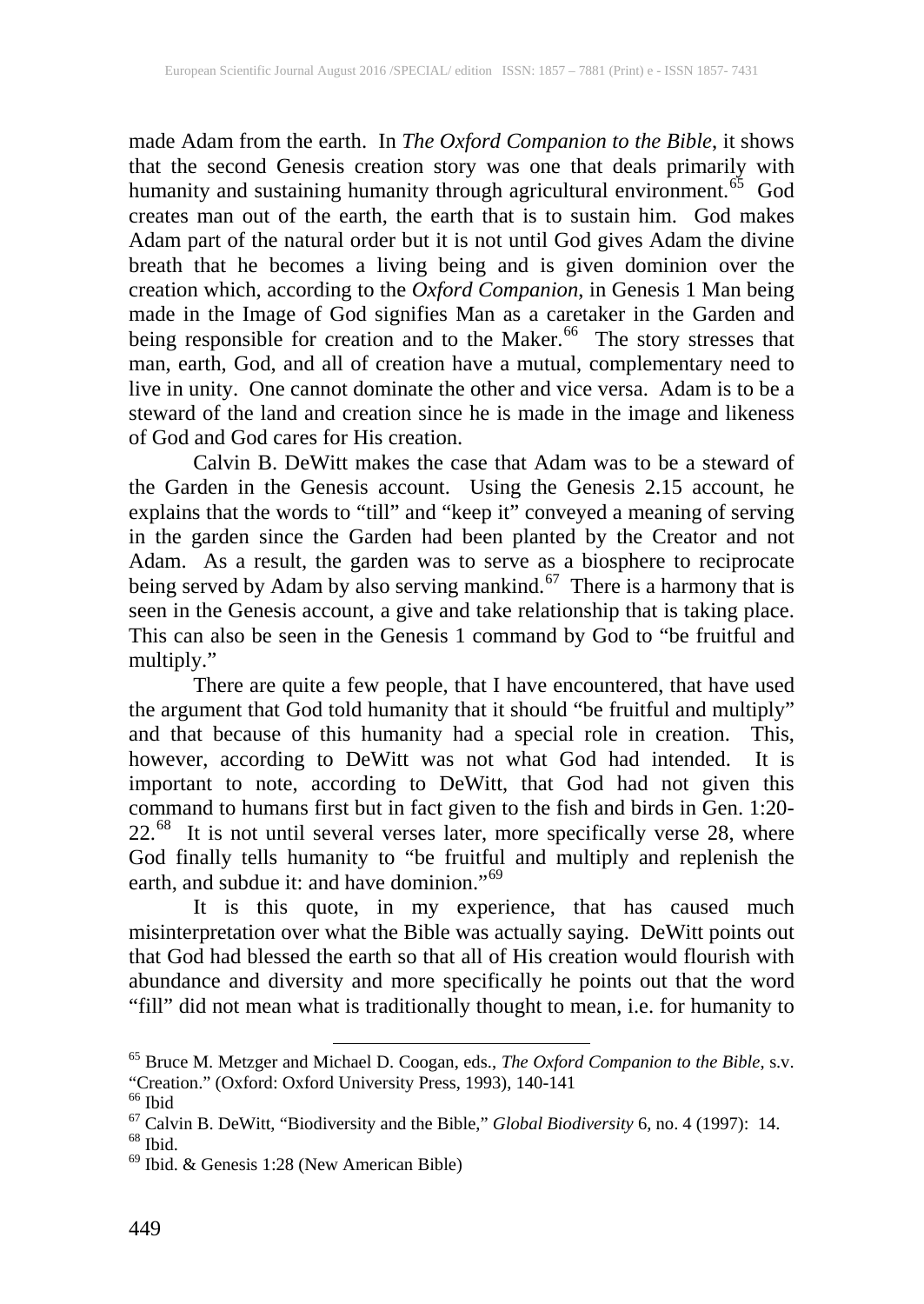made Adam from the earth. In *The Oxford Companion to the Bible*, it shows that the second Genesis creation story was one that deals primarily with humanity and sustaining humanity through agricultural environment.[65] God creates man out of the earth, the earth that is to sustain him. God makes Adam part of the natural order but it is not until God gives Adam the divine breath that he becomes a living being and is given dominion over the creation which, according to the *Oxford Companion*, in Genesis 1 Man being made in the Image of God signifies Man as a caretaker in the Garden and being responsible for creation and to the Maker.[66] The story stresses that man, earth, God, and all of creation have a mutual, complementary need to live in unity. One cannot dominate the other and vice versa. Adam is to be a steward of the land and creation since he is made in the image and likeness of God and God cares for His creation.

Calvin B. DeWitt makes the case that Adam was to be a steward of the Garden in the Genesis account. Using the Genesis 2.15 account, he explains that the words to "till" and "keep it" conveyed a meaning of serving in the garden since the Garden had been planted by the Creator and not Adam. As a result, the garden was to serve as a biosphere to reciprocate being served by Adam by also serving mankind.[67] There is a harmony that is seen in the Genesis account, a give and take relationship that is taking place. This can also be seen in the Genesis 1 command by God to "be fruitful and multiply."

There are quite a few people, that I have encountered, that have used the argument that God told humanity that it should "be fruitful and multiply" and that because of this humanity had a special role in creation. This, however, according to DeWitt was not what God had intended. It is important to note, according to DeWitt, that God had not given this command to humans first but in fact given to the fish and birds in Gen. 1:20-22.[68] It is not until several verses later, more specifically verse 28, where God finally tells humanity to "be fruitful and multiply and replenish the earth, and subdue it: and have dominion."[69]

It is this quote, in my experience, that has caused much misinterpretation over what the Bible was actually saying. DeWitt points out that God had blessed the earth so that all of His creation would flourish with abundance and diversity and more specifically he points out that the word "fill" did not mean what is traditionally thought to mean, i.e. for humanity to

---

[65] Bruce M. Metzger and Michael D. Coogan, eds., *The Oxford Companion to the Bible*, s.v. "Creation." (Oxford: Oxford University Press, 1993), 140-141

[66] Ibid

[67] Calvin B. DeWitt, "Biodiversity and the Bible," *Global Biodiversity* 6, no. 4 (1997): 14.

[68] Ibid.

[69] Ibid. & Genesis 1:28 (New American Bible)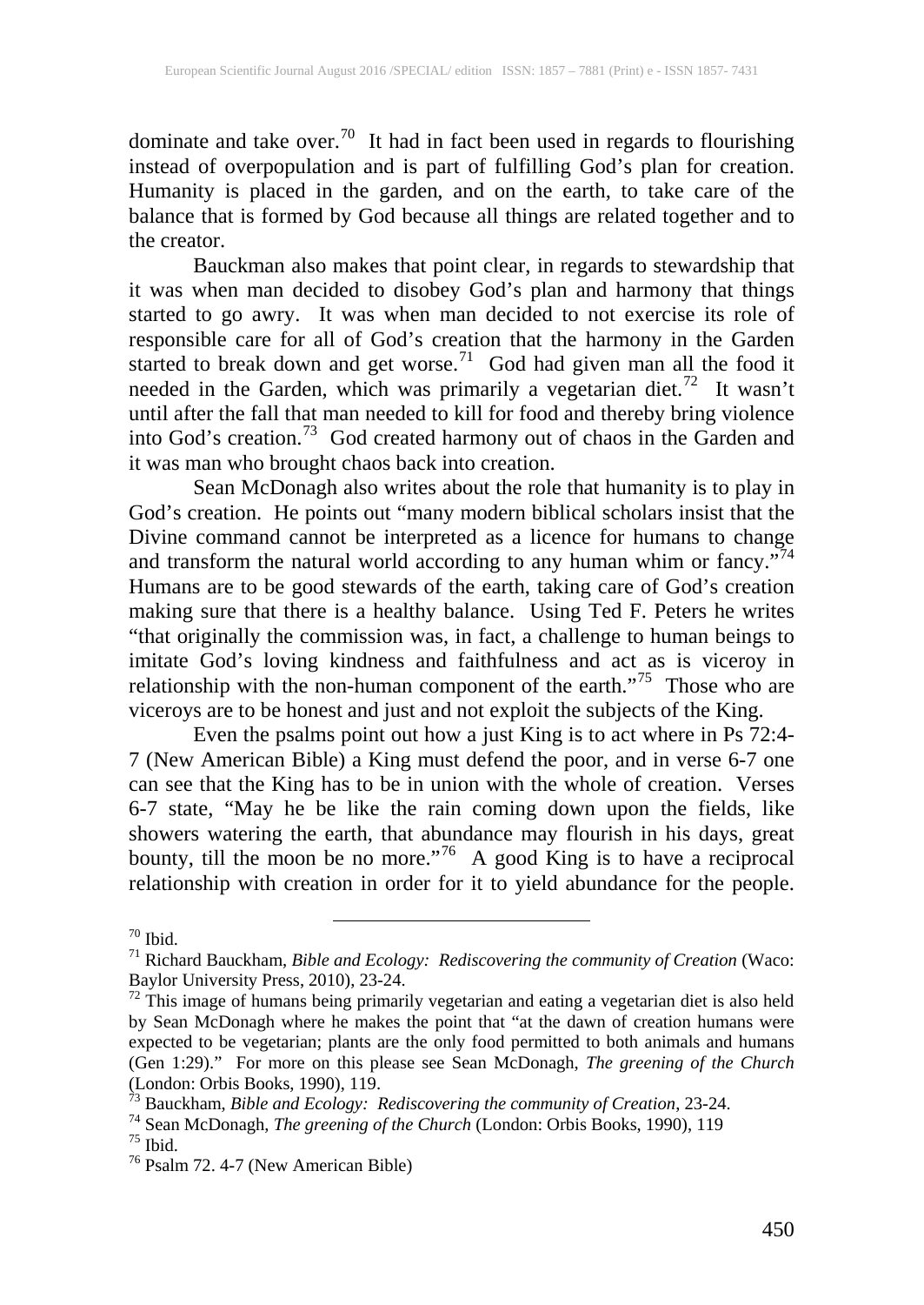dominate and take over.[70] It had in fact been used in regards to flourishing instead of overpopulation and is part of fulfilling God's plan for creation. Humanity is placed in the garden, and on the earth, to take care of the balance that is formed by God because all things are related together and to the creator.

Bauckman also makes that point clear, in regards to stewardship that it was when man decided to disobey God's plan and harmony that things started to go awry. It was when man decided to not exercise its role of responsible care for all of God's creation that the harmony in the Garden started to break down and get worse.[71] God had given man all the food it needed in the Garden, which was primarily a vegetarian diet.[72] It wasn't until after the fall that man needed to kill for food and thereby bring violence into God's creation.[73] God created harmony out of chaos in the Garden and it was man who brought chaos back into creation.

Sean McDonagh also writes about the role that humanity is to play in God's creation. He points out "many modern biblical scholars insist that the Divine command cannot be interpreted as a licence for humans to change and transform the natural world according to any human whim or fancy."[74] Humans are to be good stewards of the earth, taking care of God's creation making sure that there is a healthy balance. Using Ted F. Peters he writes "that originally the commission was, in fact, a challenge to human beings to imitate God's loving kindness and faithfulness and act as is viceroy in relationship with the non-human component of the earth."[75] Those who are viceroys are to be honest and just and not exploit the subjects of the King.

Even the psalms point out how a just King is to act where in Ps 72:4-7 (New American Bible) a King must defend the poor, and in verse 6-7 one can see that the King has to be in union with the whole of creation. Verses 6-7 state, "May he be like the rain coming down upon the fields, like showers watering the earth, that abundance may flourish in his days, great bounty, till the moon be no more."[76] A good King is to have a reciprocal relationship with creation in order for it to yield abundance for the people.

---

[70] Ibid.

[71] Richard Bauckham, *Bible and Ecology: Rediscovering the community of Creation* (Waco: Baylor University Press, 2010), 23-24.

[72] This image of humans being primarily vegetarian and eating a vegetarian diet is also held by Sean McDonagh where he makes the point that "at the dawn of creation humans were expected to be vegetarian; plants are the only food permitted to both animals and humans (Gen 1:29)." For more on this please see Sean McDonagh, *The greening of the Church* (London: Orbis Books, 1990), 119.

[73] Bauckham, *Bible and Ecology: Rediscovering the community of Creation*, 23-24.

[74] Sean McDonagh, *The greening of the Church* (London: Orbis Books, 1990), 119

[75] Ibid.

[76] Psalm 72. 4-7 (New American Bible)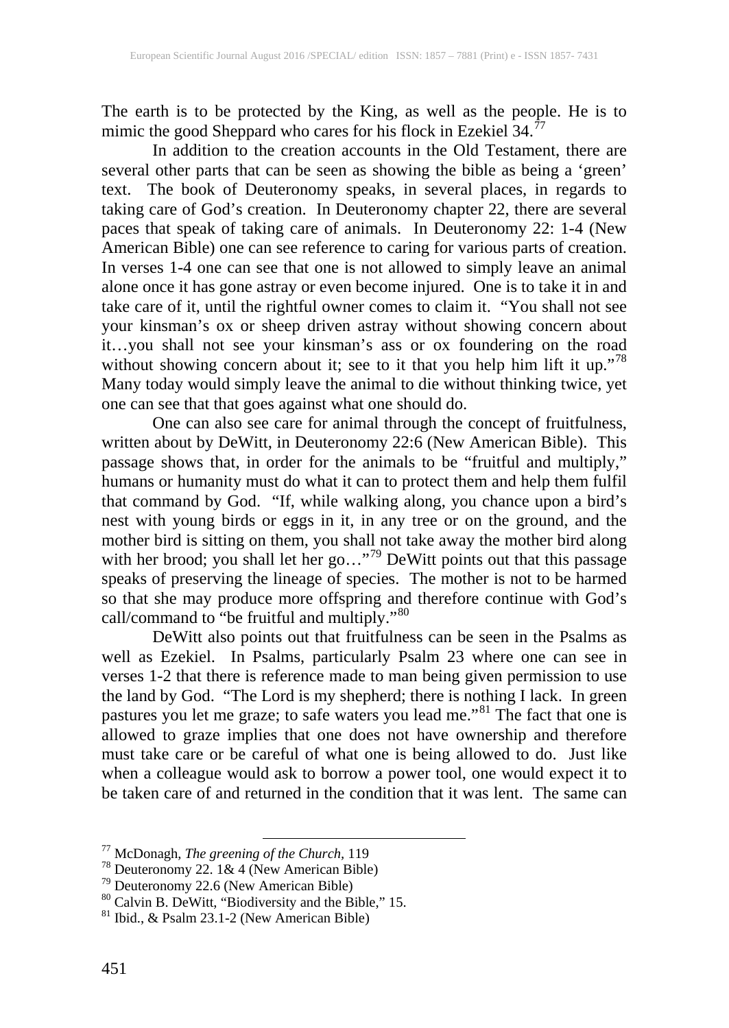The earth is to be protected by the King, as well as the people. He is to mimic the good Sheppard who cares for his flock in Ezekiel 34.[77]

In addition to the creation accounts in the Old Testament, there are several other parts that can be seen as showing the bible as being a 'green' text. The book of Deuteronomy speaks, in several places, in regards to taking care of God's creation. In Deuteronomy chapter 22, there are several paces that speak of taking care of animals. In Deuteronomy 22: 1-4 (New American Bible) one can see reference to caring for various parts of creation. In verses 1-4 one can see that one is not allowed to simply leave an animal alone once it has gone astray or even become injured. One is to take it in and take care of it, until the rightful owner comes to claim it. "You shall not see your kinsman's ox or sheep driven astray without showing concern about it…you shall not see your kinsman's ass or ox foundering on the road without showing concern about it; see to it that you help him lift it up."[78] Many today would simply leave the animal to die without thinking twice, yet one can see that that goes against what one should do.

One can also see care for animal through the concept of fruitfulness, written about by DeWitt, in Deuteronomy 22:6 (New American Bible). This passage shows that, in order for the animals to be "fruitful and multiply," humans or humanity must do what it can to protect them and help them fulfil that command by God. "If, while walking along, you chance upon a bird's nest with young birds or eggs in it, in any tree or on the ground, and the mother bird is sitting on them, you shall not take away the mother bird along with her brood; you shall let her go…"[79] DeWitt points out that this passage speaks of preserving the lineage of species. The mother is not to be harmed so that she may produce more offspring and therefore continue with God's call/command to "be fruitful and multiply."[80]

DeWitt also points out that fruitfulness can be seen in the Psalms as well as Ezekiel. In Psalms, particularly Psalm 23 where one can see in verses 1-2 that there is reference made to man being given permission to use the land by God. "The Lord is my shepherd; there is nothing I lack. In green pastures you let me graze; to safe waters you lead me."[81] The fact that one is allowed to graze implies that one does not have ownership and therefore must take care or be careful of what one is being allowed to do. Just like when a colleague would ask to borrow a power tool, one would expect it to be taken care of and returned in the condition that it was lent. The same can

---

[77] McDonagh, *The greening of the Church,* 119

[78] Deuteronomy 22. 1& 4 (New American Bible)

[79] Deuteronomy 22.6 (New American Bible)

[80] Calvin B. DeWitt, "Biodiversity and the Bible," 15.

[81] Ibid., & Psalm 23.1-2 (New American Bible)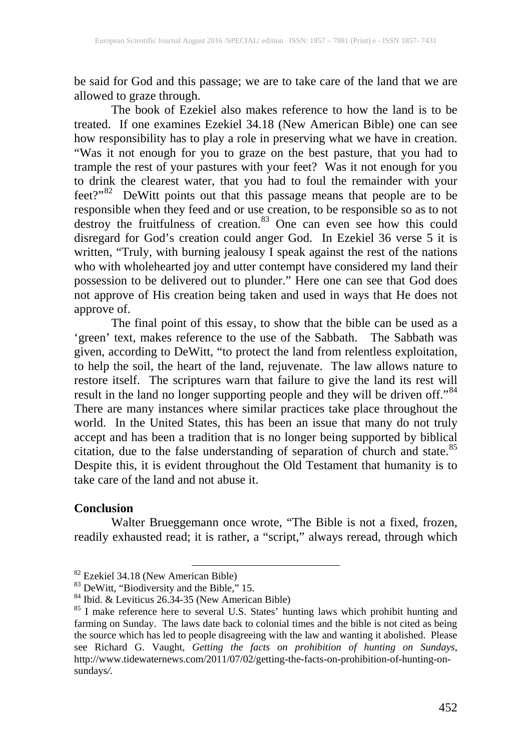be said for God and this passage; we are to take care of the land that we are allowed to graze through.

The book of Ezekiel also makes reference to how the land is to be treated. If one examines Ezekiel 34.18 (New American Bible) one can see how responsibility has to play a role in preserving what we have in creation. "Was it not enough for you to graze on the best pasture, that you had to trample the rest of your pastures with your feet? Was it not enough for you to drink the clearest water, that you had to foul the remainder with your feet?"[82] DeWitt points out that this passage means that people are to be responsible when they feed and or use creation, to be responsible so as to not destroy the fruitfulness of creation.[83] One can even see how this could disregard for God's creation could anger God. In Ezekiel 36 verse 5 it is written, "Truly, with burning jealousy I speak against the rest of the nations who with wholehearted joy and utter contempt have considered my land their possession to be delivered out to plunder." Here one can see that God does not approve of His creation being taken and used in ways that He does not approve of.

The final point of this essay, to show that the bible can be used as a 'green' text, makes reference to the use of the Sabbath. The Sabbath was given, according to DeWitt, "to protect the land from relentless exploitation, to help the soil, the heart of the land, rejuvenate. The law allows nature to restore itself. The scriptures warn that failure to give the land its rest will result in the land no longer supporting people and they will be driven off."[84] There are many instances where similar practices take place throughout the world. In the United States, this has been an issue that many do not truly accept and has been a tradition that is no longer being supported by biblical citation, due to the false understanding of separation of church and state.[85] Despite this, it is evident throughout the Old Testament that humanity is to take care of the land and not abuse it.

**Conclusion**

Walter Brueggemann once wrote, "The Bible is not a fixed, frozen, readily exhausted read; it is rather, a "script," always reread, through which

---

[82] Ezekiel 34.18 (New American Bible)

[83] DeWitt, "Biodiversity and the Bible," 15.

[84] Ibid. & Leviticus 26.34-35 (New American Bible)

[85] I make reference here to several U.S. States' hunting laws which prohibit hunting and farming on Sunday. The laws date back to colonial times and the bible is not cited as being the source which has led to people disagreeing with the law and wanting it abolished. Please see Richard G. Vaught, *Getting the facts on prohibition of hunting on Sundays,* http://www.tidewaternews.com/2011/07/02/getting-the-facts-on-prohibition-of-hunting-on-sundays/.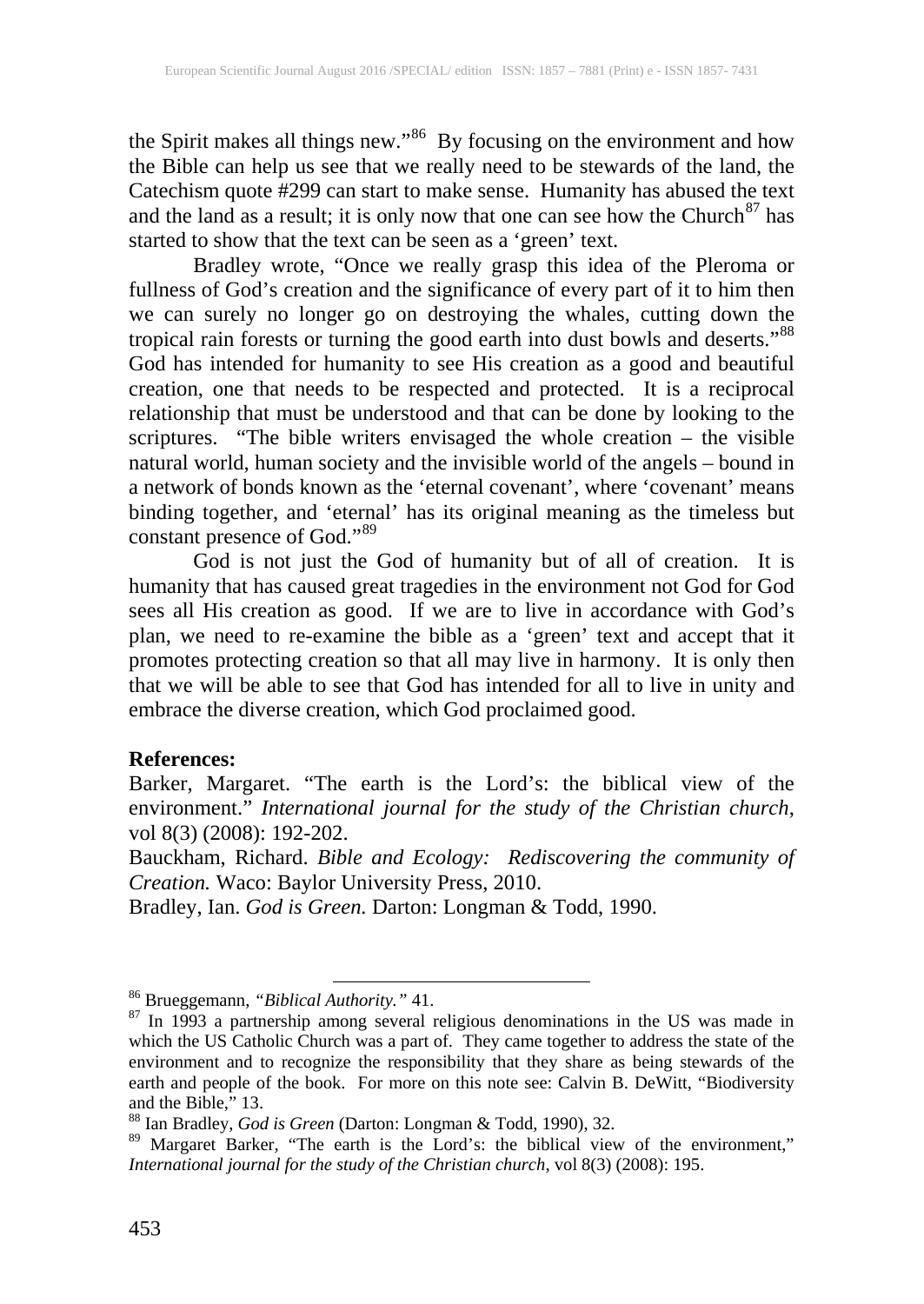the Spirit makes all things new."[86] By focusing on the environment and how the Bible can help us see that we really need to be stewards of the land, the Catechism quote #299 can start to make sense. Humanity has abused the text and the land as a result; it is only now that one can see how the Church[87] has started to show that the text can be seen as a 'green' text.

Bradley wrote, "Once we really grasp this idea of the Pleroma or fullness of God's creation and the significance of every part of it to him then we can surely no longer go on destroying the whales, cutting down the tropical rain forests or turning the good earth into dust bowls and deserts."[88] God has intended for humanity to see His creation as a good and beautiful creation, one that needs to be respected and protected. It is a reciprocal relationship that must be understood and that can be done by looking to the scriptures. "The bible writers envisaged the whole creation – the visible natural world, human society and the invisible world of the angels – bound in a network of bonds known as the 'eternal covenant', where 'covenant' means binding together, and 'eternal' has its original meaning as the timeless but constant presence of God."[89]

God is not just the God of humanity but of all of creation. It is humanity that has caused great tragedies in the environment not God for God sees all His creation as good. If we are to live in accordance with God's plan, we need to re-examine the bible as a 'green' text and accept that it promotes protecting creation so that all may live in harmony. It is only then that we will be able to see that God has intended for all to live in unity and embrace the diverse creation, which God proclaimed good.

**References:**

Barker, Margaret. "The earth is the Lord's: the biblical view of the environment." *International journal for the study of the Christian church*, vol 8(3) (2008): 192-202.

Bauckham, Richard. *Bible and Ecology: Rediscovering the community of Creation.* Waco: Baylor University Press, 2010.

Bradley, Ian. *God is Green.* Darton: Longman & Todd, 1990.

---

[86] Brueggemann, *"Biblical Authority."* 41.

[87] In 1993 a partnership among several religious denominations in the US was made in which the US Catholic Church was a part of. They came together to address the state of the environment and to recognize the responsibility that they share as being stewards of the earth and people of the book. For more on this note see: Calvin B. DeWitt, "Biodiversity and the Bible," 13.

[88] Ian Bradley, *God is Green* (Darton: Longman & Todd, 1990), 32.

[89] Margaret Barker, "The earth is the Lord's: the biblical view of the environment," *International journal for the study of the Christian church*, vol 8(3) (2008): 195.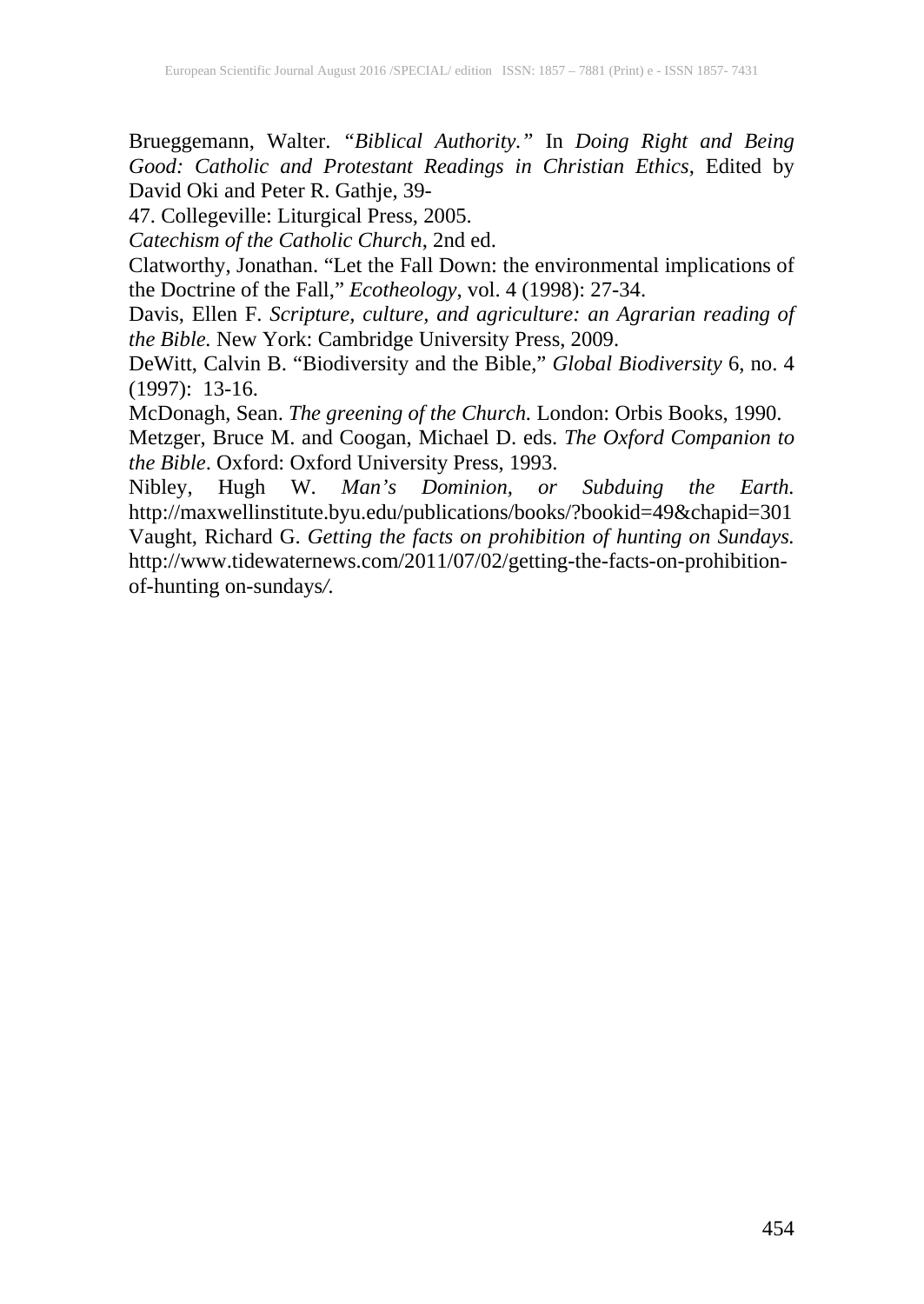Brueggemann, Walter. "*Biblical Authority.*" In *Doing Right and Being Good: Catholic and Protestant Readings in Christian Ethics*, Edited by David Oki and Peter R. Gathje, 39-
47. Collegeville: Liturgical Press, 2005.

*Catechism of the Catholic Church*, 2nd ed.

Clatworthy, Jonathan. "Let the Fall Down: the environmental implications of the Doctrine of the Fall," *Ecotheology*, vol. 4 (1998): 27-34.

Davis, Ellen F. *Scripture, culture, and agriculture: an Agrarian reading of the Bible.* New York: Cambridge University Press, 2009.

DeWitt, Calvin B. "Biodiversity and the Bible," *Global Biodiversity* 6, no. 4 (1997): 13-16.

McDonagh, Sean. *The greening of the Church.* London: Orbis Books, 1990.

Metzger, Bruce M. and Coogan, Michael D. eds. *The Oxford Companion to the Bible*. Oxford: Oxford University Press, 1993.

Nibley, Hugh W. *Man's Dominion, or Subduing the Earth.* http://maxwellinstitute.byu.edu/publications/books/?bookid=49&chapid=301

Vaught, Richard G. *Getting the facts on prohibition of hunting on Sundays.* http://www.tidewaternews.com/2011/07/02/getting-the-facts-on-prohibition-of-hunting on-sundays/.